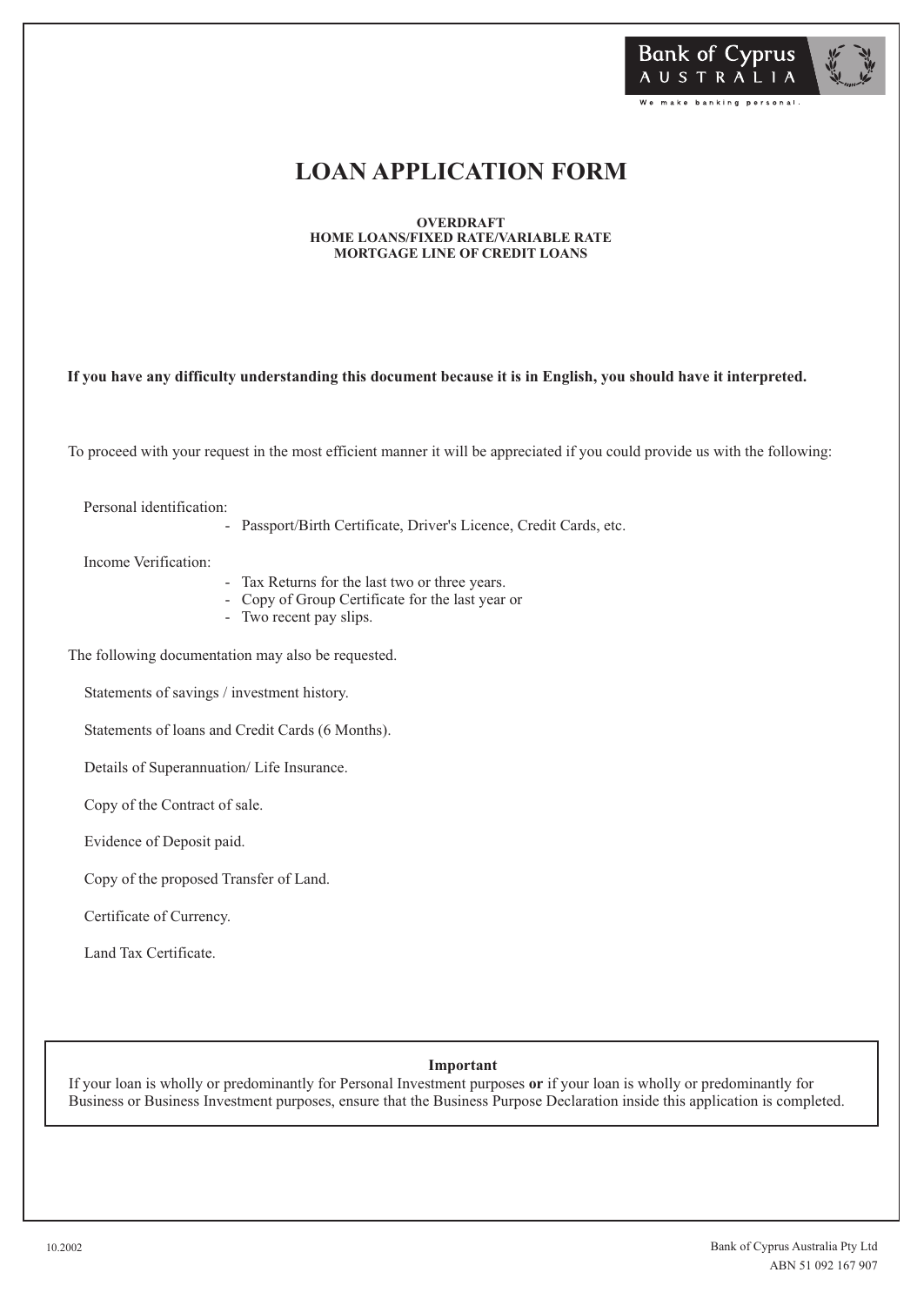Bank of Cyprus
AUSTRALIA
We make banking personal.

# LOAN APPLICATION FORM

**OVERDRAFT**
**HOME LOANS/FIXED RATE/VARIABLE RATE**
**MORTGAGE LINE OF CREDIT LOANS**

**If you have any difficulty understanding this document because it is in English, you should have it interpreted.**

To proceed with your request in the most efficient manner it will be appreciated if you could provide us with the following:

Personal identification:
- Passport/Birth Certificate, Driver's Licence, Credit Cards, etc.

Income Verification:
- Tax Returns for the last two or three years.
- Copy of Group Certificate for the last year or
- Two recent pay slips.

The following documentation may also be requested.

Statements of savings / investment history.

Statements of loans and Credit Cards (6 Months).

Details of Superannuation/ Life Insurance.

Copy of the Contract of sale.

Evidence of Deposit paid.

Copy of the proposed Transfer of Land.

Certificate of Currency.

Land Tax Certificate.

**Important**

If your loan is wholly or predominantly for Personal Investment purposes **or** if your loan is wholly or predominantly for Business or Business Investment purposes, ensure that the Business Purpose Declaration inside this application is completed.

10.2002

Bank of Cyprus Australia Pty Ltd
ABN 51 092 167 907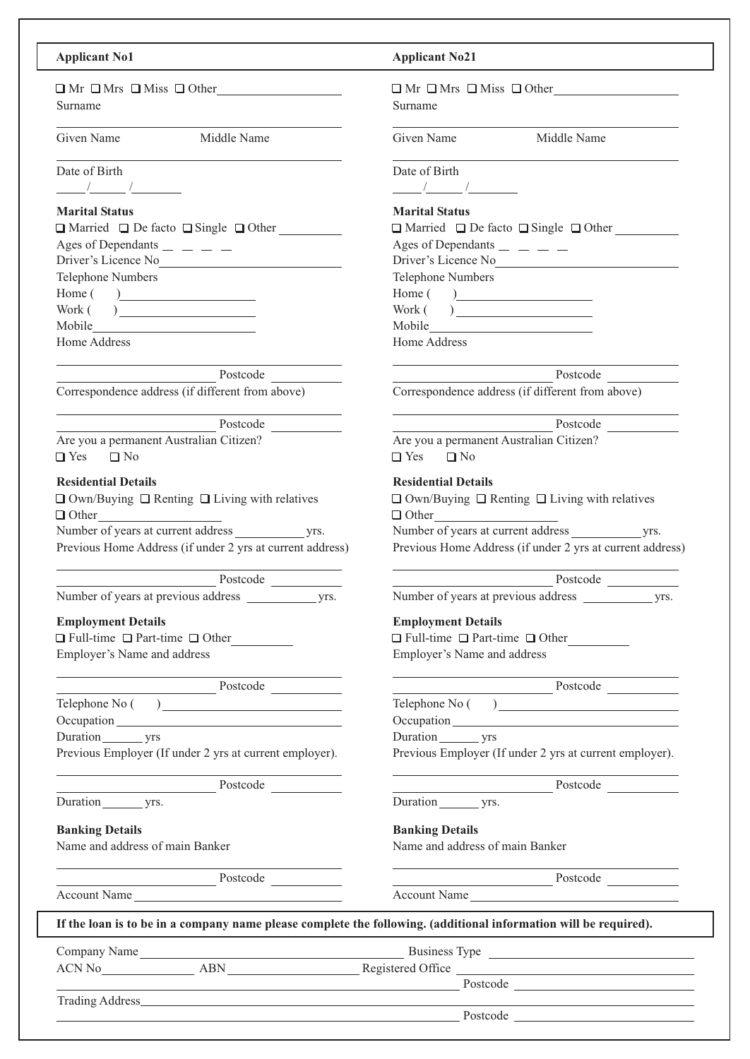## Applicant No1

☐ Mr ☐ Mrs ☐ Miss ☐ Other\_\_\_\_\_\_\_\_\_\_\_\_\_\_\_\_\_\_

Surname

\_\_\_\_\_\_\_\_\_\_\_\_\_\_\_\_\_\_\_\_\_\_\_\_\_\_\_\_\_\_\_\_\_\_\_\_

Given Name Middle Name

\_\_\_\_\_\_\_\_\_\_\_\_\_\_\_\_\_\_\_\_\_\_\_\_\_\_\_\_\_\_\_\_\_\_\_\_

Date of Birth

\_\_\_\_/\_\_\_\_/\_\_\_\_\_\_

**Marital Status**

☐ Married ☐ De facto ☐ Single ☐ Other \_\_\_\_\_\_\_\_

Ages of Dependants \_ \_ \_ \_

Driver's Licence No\_\_\_\_\_\_\_\_\_\_\_\_\_\_\_\_\_\_\_\_\_\_\_\_

Telephone Numbers

Home ( )\_\_\_\_\_\_\_\_\_\_\_\_\_\_\_\_\_\_

Work ( )\_\_\_\_\_\_\_\_\_\_\_\_\_\_\_\_\_\_

Mobile\_\_\_\_\_\_\_\_\_\_\_\_\_\_\_\_\_\_\_\_\_\_

Home Address

\_\_\_\_\_\_\_\_\_\_\_\_\_\_\_\_\_\_\_\_\_\_\_\_\_\_\_\_\_\_\_\_\_\_\_\_

\_\_\_\_\_\_\_\_\_\_\_\_\_\_\_\_\_\_\_\_ Postcode \_\_\_\_\_\_\_\_\_

Correspondence address (if different from above)

\_\_\_\_\_\_\_\_\_\_\_\_\_\_\_\_\_\_\_\_\_\_\_\_\_\_\_\_\_\_\_\_\_\_\_\_

\_\_\_\_\_\_\_\_\_\_\_\_\_\_\_\_\_\_\_\_ Postcode \_\_\_\_\_\_\_\_\_

Are you a permanent Australian Citizen?

☐ Yes ☐ No

**Residential Details**

☐ Own/Buying ☐ Renting ☐ Living with relatives

☐ Other\_\_\_\_\_\_\_\_\_\_\_\_\_\_\_\_\_\_

Number of years at current address \_\_\_\_\_\_\_\_\_ yrs.

Previous Home Address (if under 2 yrs at current address)

\_\_\_\_\_\_\_\_\_\_\_\_\_\_\_\_\_\_\_\_\_\_\_\_\_\_\_\_\_\_\_\_\_\_\_\_

\_\_\_\_\_\_\_\_\_\_\_\_\_\_\_\_\_\_\_\_ Postcode \_\_\_\_\_\_\_\_\_

Number of years at previous address \_\_\_\_\_\_\_\_\_ yrs.

**Employment Details**

☐ Full-time ☐ Part-time ☐ Other\_\_\_\_\_\_\_\_

Employer's Name and address

\_\_\_\_\_\_\_\_\_\_\_\_\_\_\_\_\_\_\_\_\_\_\_\_\_\_\_\_\_\_\_\_\_\_\_\_

\_\_\_\_\_\_\_\_\_\_\_\_\_\_\_\_\_\_\_\_ Postcode \_\_\_\_\_\_\_\_\_

Telephone No ( )\_\_\_\_\_\_\_\_\_\_\_\_\_\_\_\_\_\_\_\_\_\_

Occupation\_\_\_\_\_\_\_\_\_\_\_\_\_\_\_\_\_\_\_\_\_\_\_\_\_\_\_\_

Duration\_\_\_\_\_ yrs

Previous Employer (If under 2 yrs at current employer).

\_\_\_\_\_\_\_\_\_\_\_\_\_\_\_\_\_\_\_\_\_\_\_\_\_\_\_\_\_\_\_\_\_\_\_\_

\_\_\_\_\_\_\_\_\_\_\_\_\_\_\_\_\_\_\_\_ Postcode \_\_\_\_\_\_\_\_\_

Duration\_\_\_\_\_ yrs.

**Banking Details**

Name and address of main Banker

\_\_\_\_\_\_\_\_\_\_\_\_\_\_\_\_\_\_\_\_\_\_\_\_\_\_\_\_\_\_\_\_\_\_\_\_

\_\_\_\_\_\_\_\_\_\_\_\_\_\_\_\_\_\_\_\_ Postcode \_\_\_\_\_\_\_\_\_

Account Name\_\_\_\_\_\_\_\_\_\_\_\_\_\_\_\_\_\_\_\_\_\_\_\_\_\_

## Applicant No21

☐ Mr ☐ Mrs ☐ Miss ☐ Other\_\_\_\_\_\_\_\_\_\_\_\_\_\_\_\_\_\_

Surname

\_\_\_\_\_\_\_\_\_\_\_\_\_\_\_\_\_\_\_\_\_\_\_\_\_\_\_\_\_\_\_\_\_\_\_\_

Given Name Middle Name

\_\_\_\_\_\_\_\_\_\_\_\_\_\_\_\_\_\_\_\_\_\_\_\_\_\_\_\_\_\_\_\_\_\_\_\_

Date of Birth

\_\_\_\_/\_\_\_\_/\_\_\_\_\_\_

**Marital Status**

☐ Married ☐ De facto ☐ Single ☐ Other \_\_\_\_\_\_\_\_

Ages of Dependants \_ \_ \_ \_

Driver's Licence No\_\_\_\_\_\_\_\_\_\_\_\_\_\_\_\_\_\_\_\_\_\_\_\_

Telephone Numbers

Home ( )\_\_\_\_\_\_\_\_\_\_\_\_\_\_\_\_\_\_

Work ( )\_\_\_\_\_\_\_\_\_\_\_\_\_\_\_\_\_\_

Mobile\_\_\_\_\_\_\_\_\_\_\_\_\_\_\_\_\_\_\_\_\_\_

Home Address

\_\_\_\_\_\_\_\_\_\_\_\_\_\_\_\_\_\_\_\_\_\_\_\_\_\_\_\_\_\_\_\_\_\_\_\_

\_\_\_\_\_\_\_\_\_\_\_\_\_\_\_\_\_\_\_\_ Postcode \_\_\_\_\_\_\_\_\_

Correspondence address (if different from above)

\_\_\_\_\_\_\_\_\_\_\_\_\_\_\_\_\_\_\_\_\_\_\_\_\_\_\_\_\_\_\_\_\_\_\_\_

\_\_\_\_\_\_\_\_\_\_\_\_\_\_\_\_\_\_\_\_ Postcode \_\_\_\_\_\_\_\_\_

Are you a permanent Australian Citizen?

☐ Yes ☐ No

**Residential Details**

☐ Own/Buying ☐ Renting ☐ Living with relatives

☐ Other\_\_\_\_\_\_\_\_\_\_\_\_\_\_\_\_\_\_

Number of years at current address \_\_\_\_\_\_\_\_\_ yrs.

Previous Home Address (if under 2 yrs at current address)

\_\_\_\_\_\_\_\_\_\_\_\_\_\_\_\_\_\_\_\_\_\_\_\_\_\_\_\_\_\_\_\_\_\_\_\_

\_\_\_\_\_\_\_\_\_\_\_\_\_\_\_\_\_\_\_\_ Postcode \_\_\_\_\_\_\_\_\_

Number of years at previous address \_\_\_\_\_\_\_\_\_ yrs.

**Employment Details**

☐ Full-time ☐ Part-time ☐ Other\_\_\_\_\_\_\_\_

Employer's Name and address

\_\_\_\_\_\_\_\_\_\_\_\_\_\_\_\_\_\_\_\_\_\_\_\_\_\_\_\_\_\_\_\_\_\_\_\_

\_\_\_\_\_\_\_\_\_\_\_\_\_\_\_\_\_\_\_\_ Postcode \_\_\_\_\_\_\_\_\_

Telephone No ( )\_\_\_\_\_\_\_\_\_\_\_\_\_\_\_\_\_\_\_\_\_\_

Occupation\_\_\_\_\_\_\_\_\_\_\_\_\_\_\_\_\_\_\_\_\_\_\_\_\_\_\_\_

Duration\_\_\_\_\_ yrs

Previous Employer (If under 2 yrs at current employer).

\_\_\_\_\_\_\_\_\_\_\_\_\_\_\_\_\_\_\_\_\_\_\_\_\_\_\_\_\_\_\_\_\_\_\_\_

\_\_\_\_\_\_\_\_\_\_\_\_\_\_\_\_\_\_\_\_ Postcode \_\_\_\_\_\_\_\_\_

Duration\_\_\_\_\_ yrs.

**Banking Details**

Name and address of main Banker

\_\_\_\_\_\_\_\_\_\_\_\_\_\_\_\_\_\_\_\_\_\_\_\_\_\_\_\_\_\_\_\_\_\_\_\_

\_\_\_\_\_\_\_\_\_\_\_\_\_\_\_\_\_\_\_\_ Postcode \_\_\_\_\_\_\_\_\_

Account Name\_\_\_\_\_\_\_\_\_\_\_\_\_\_\_\_\_\_\_\_\_\_\_\_\_\_

---

**If the loan is to be in a company name please complete the following. (additional information will be required).**

Company Name\_\_\_\_\_\_\_\_\_\_\_\_\_\_\_\_\_\_\_\_\_\_\_\_\_\_\_\_\_\_\_\_\_\_ Business Type \_\_\_\_\_\_\_\_\_\_\_\_\_\_\_\_\_\_\_\_\_\_\_\_

ACN No\_\_\_\_\_\_\_\_\_\_\_\_ ABN\_\_\_\_\_\_\_\_\_\_\_\_\_\_\_\_\_ Registered Office \_\_\_\_\_\_\_\_\_\_\_\_\_\_\_\_\_\_\_\_\_\_\_\_\_\_\_\_\_\_

\_\_\_\_\_\_\_\_\_\_\_\_\_\_\_\_\_\_\_\_\_\_\_\_\_\_\_\_\_\_\_\_\_\_\_\_\_\_\_\_\_\_\_\_\_\_\_\_\_\_ Postcode \_\_\_\_\_\_\_\_\_\_\_\_\_\_\_\_\_\_\_\_\_\_

Trading Address\_\_\_\_\_\_\_\_\_\_\_\_\_\_\_\_\_\_\_\_\_\_\_\_\_\_\_\_\_\_\_\_\_\_\_\_\_\_\_\_\_\_\_\_\_\_\_\_\_\_\_\_\_\_\_\_\_\_\_\_\_\_\_\_\_\_\_

\_\_\_\_\_\_\_\_\_\_\_\_\_\_\_\_\_\_\_\_\_\_\_\_\_\_\_\_\_\_\_\_\_\_\_\_\_\_\_\_\_\_\_\_\_\_\_\_\_\_ Postcode \_\_\_\_\_\_\_\_\_\_\_\_\_\_\_\_\_\_\_\_\_\_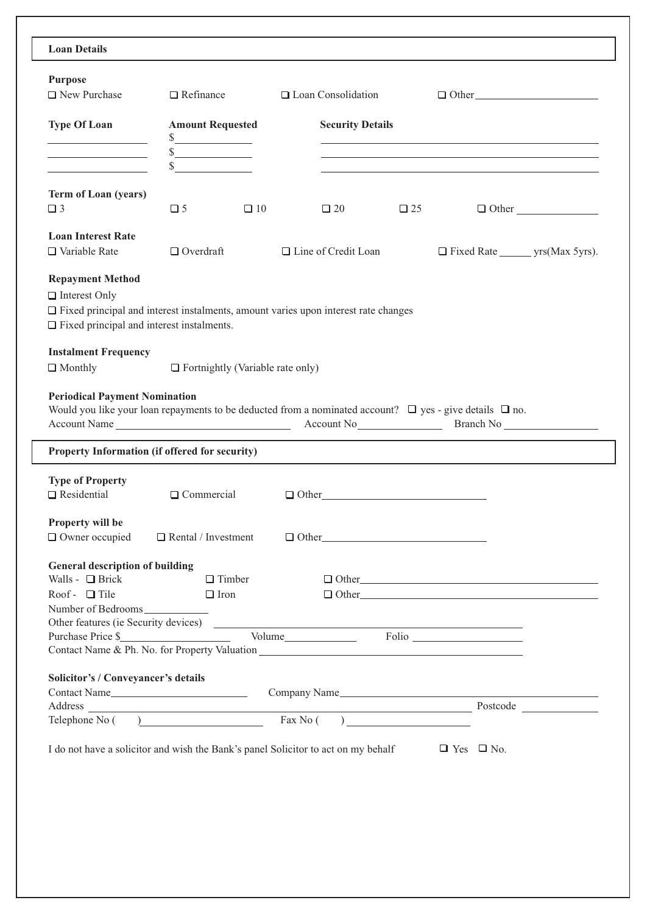## Loan Details

**Purpose**

☐ New Purchase ☐ Refinance ☐ Loan Consolidation ☐ Other\_\_\_\_\_\_\_\_\_\_\_\_\_\_\_\_

| **Type Of Loan** | **Amount Requested** | **Security Details** |
|---|---|---|
| \_\_\_\_\_\_\_\_\_\_ | $\_\_\_\_\_\_\_\_ | \_\_\_\_\_\_\_\_\_\_\_\_\_\_\_\_\_\_\_\_ |
| \_\_\_\_\_\_\_\_\_\_ | $\_\_\_\_\_\_\_\_ | \_\_\_\_\_\_\_\_\_\_\_\_\_\_\_\_\_\_\_\_ |
| \_\_\_\_\_\_\_\_\_\_ | $\_\_\_\_\_\_\_\_ | \_\_\_\_\_\_\_\_\_\_\_\_\_\_\_\_\_\_\_\_ |

**Term of Loan (years)**

☐ 3 ☐ 5 ☐ 10 ☐ 20 ☐ 25 ☐ Other\_\_\_\_\_\_\_\_\_\_

**Loan Interest Rate**

☐ Variable Rate ☐ Overdraft ☐ Line of Credit Loan ☐ Fixed Rate \_\_\_\_\_ yrs(Max 5yrs).

**Repayment Method**

☐ Interest Only

☐ Fixed principal and interest instalments, amount varies upon interest rate changes

☐ Fixed principal and interest instalments.

**Instalment Frequency**

☐ Monthly ☐ Fortnightly (Variable rate only)

**Periodical Payment Nomination**

Would you like your loan repayments to be deducted from a nominated account? ☐ yes - give details ☐ no.

Account Name\_\_\_\_\_\_\_\_\_\_\_\_\_\_\_\_\_\_\_\_ Account No\_\_\_\_\_\_\_\_\_\_\_\_ Branch No\_\_\_\_\_\_\_\_\_\_\_\_

## Property Information (if offered for security)

**Type of Property**

☐ Residential ☐ Commercial ☐ Other\_\_\_\_\_\_\_\_\_\_\_\_\_\_\_\_\_\_\_\_

**Property will be**

☐ Owner occupied ☐ Rental / Investment ☐ Other\_\_\_\_\_\_\_\_\_\_\_\_\_\_\_\_\_\_\_\_

**General description of building**

Walls - ☐ Brick ☐ Timber ☐ Other\_\_\_\_\_\_\_\_\_\_\_\_\_\_\_\_\_\_\_\_

Roof - ☐ Tile ☐ Iron ☐ Other\_\_\_\_\_\_\_\_\_\_\_\_\_\_\_\_\_\_\_\_

Number of Bedrooms\_\_\_\_\_\_\_\_

Other features (ie Security devices) \_\_\_\_\_\_\_\_\_\_\_\_\_\_\_\_\_\_\_\_

Purchase Price $\_\_\_\_\_\_\_\_\_\_\_\_ Volume\_\_\_\_\_\_\_\_ Folio \_\_\_\_\_\_\_\_\_\_

Contact Name & Ph. No. for Property Valuation \_\_\_\_\_\_\_\_\_\_\_\_\_\_\_\_\_\_\_\_

**Solicitor's / Conveyancer's details**

Contact Name\_\_\_\_\_\_\_\_\_\_\_\_\_\_\_\_ Company Name\_\_\_\_\_\_\_\_\_\_\_\_\_\_\_\_\_\_\_\_

Address \_\_\_\_\_\_\_\_\_\_\_\_\_\_\_\_\_\_\_\_\_\_\_\_\_\_\_\_\_\_ Postcode \_\_\_\_\_\_\_\_

Telephone No ( ) \_\_\_\_\_\_\_\_\_\_\_\_ Fax No ( ) \_\_\_\_\_\_\_\_\_\_\_\_

I do not have a solicitor and wish the Bank's panel Solicitor to act on my behalf ☐ Yes ☐ No.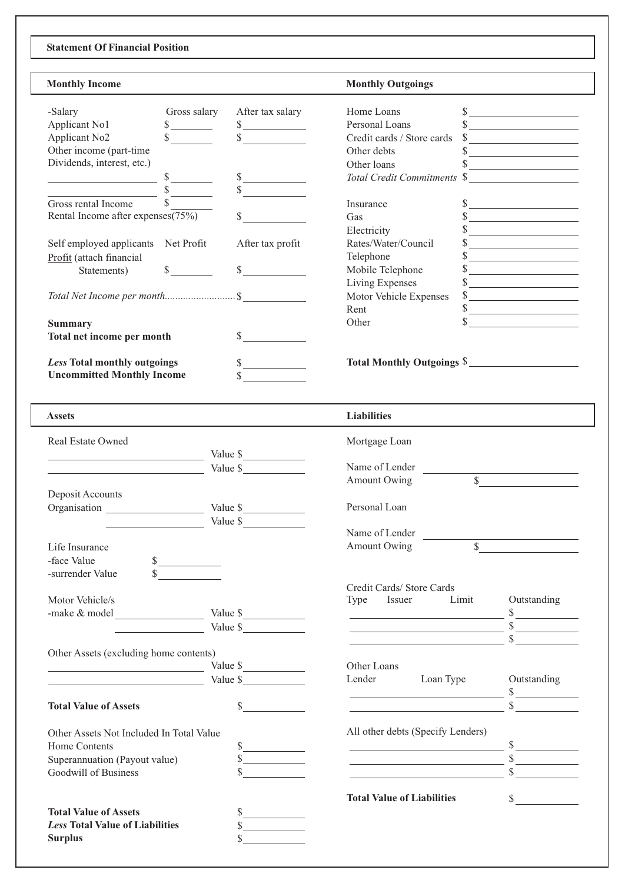## Statement Of Financial Position

### Monthly Income

| -Salary | Gross salary | After tax salary |
|---|---|---|
| Applicant No1 | $________ | $________ |
| Applicant No2 | $________ | $________ |
| Other income (part-time Dividends, interest, etc.) | | |
| ________________ | $________ | $________ |
| ________________ | $________ | $________ |
| Gross rental Income | $________ | |
| Rental Income after expenses(75%) | | $________ |

| Self employed applicants | Net Profit | After tax profit |
|---|---|---|
| Profit (attach financial Statements) | $________ | $________ |

*Total Net Income per month..........................*$________

**Summary**

**Total net income per month** $________

***Less* Total monthly outgoings** $________

**Uncommitted Monthly Income** $________

### Monthly Outgoings

| Item | Amount |
|---|---|
| Home Loans | $________ |
| Personal Loans | $________ |
| Credit cards / Store cards | $________ |
| Other debts | $________ |
| Other loans | $________ |
| *Total Credit Commitments* | $________ |
| Insurance | $________ |
| Gas | $________ |
| Electricity | $________ |
| Rates/Water/Council | $________ |
| Telephone | $________ |
| Mobile Telephone | $________ |
| Living Expenses | $________ |
| Motor Vehicle Expenses | $________ |
| Rent | $________ |
| Other | $________ |

**Total Monthly Outgoings** $________

### Assets

Real Estate Owned

________________ Value $________

________________ Value $________

Deposit Accounts

Organisation ________________ Value $________

________________ Value $________

Life Insurance

-face Value $________

-surrender Value $________

Motor Vehicle/s

-make & model ________________ Value $________

________________ Value $________

Other Assets (excluding home contents)

________________ Value $________

________________ Value $________

**Total Value of Assets** $________

Other Assets Not Included In Total Value

Home Contents $________

Superannuation (Payout value) $________

Goodwill of Business $________

**Total Value of Assets** $________

***Less* Total Value of Liabilities** $________

**Surplus** $________

### Liabilities

Mortgage Loan

Name of Lender ________________

Amount Owing $________

Personal Loan

Name of Lender ________________

Amount Owing $________

Credit Cards/ Store Cards

| Type | Issuer | Limit | Outstanding |
|---|---|---|---|
| | | | $________ |
| | | | $________ |
| | | | $________ |

Other Loans

| Lender | Loan Type | Outstanding |
|---|---|---|
| | | $________ |
| | | $________ |

All other debts (Specify Lenders)

________________ $________

________________ $________

________________ $________

**Total Value of Liabilities** $________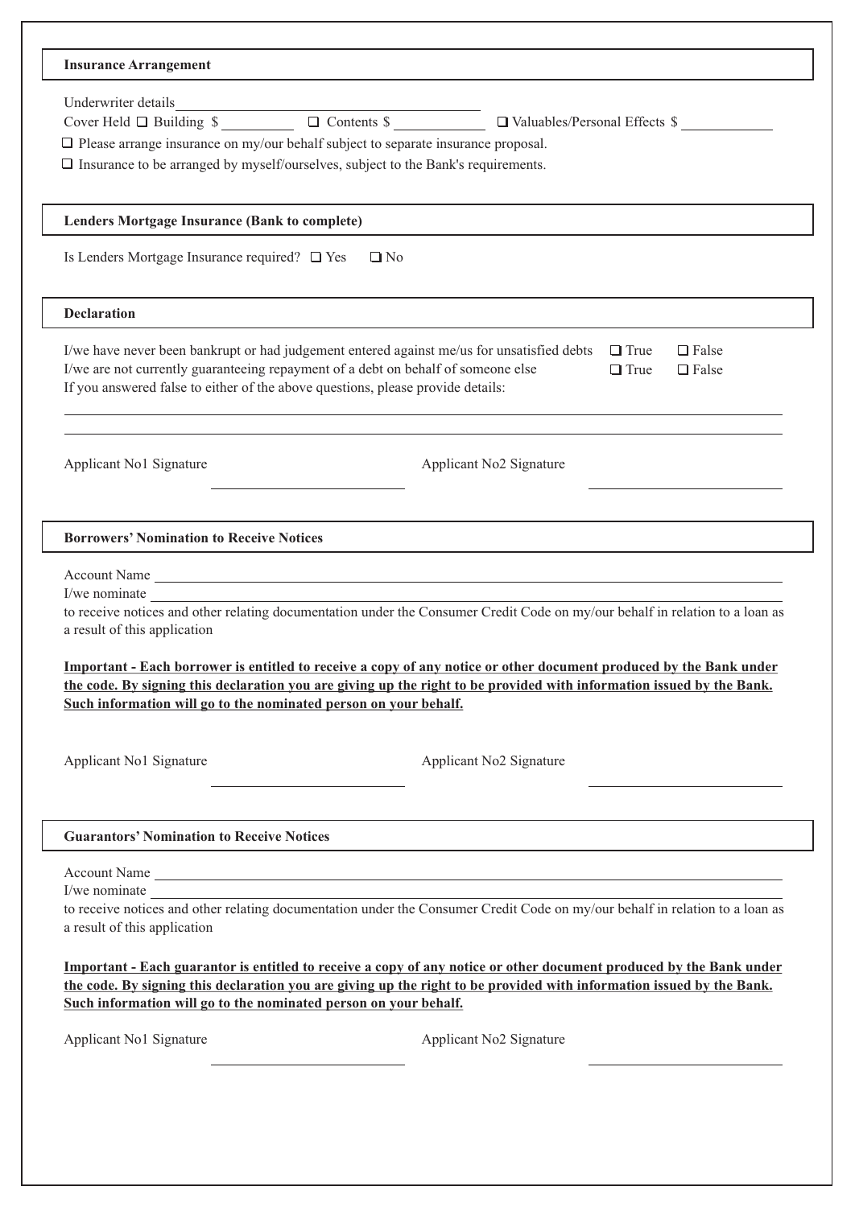## Insurance Arrangement

Underwriter details \_\_\_\_\_\_\_\_\_\_\_\_\_\_\_\_\_\_\_\_\_\_\_\_\_\_\_\_\_\_\_\_

Cover Held ☐ Building $ \_\_\_\_\_\_\_\_ ☐ Contents $ \_\_\_\_\_\_\_\_ ☐ Valuables/Personal Effects $ \_\_\_\_\_\_\_\_

☐ Please arrange insurance on my/our behalf subject to separate insurance proposal.

☐ Insurance to be arranged by myself/ourselves, subject to the Bank's requirements.

## Lenders Mortgage Insurance (Bank to complete)

Is Lenders Mortgage Insurance required? ☐ Yes ☐ No

## Declaration

| | | |
|---|---|---|
| I/we have never been bankrupt or had judgement entered against me/us for unsatisfied debts | ☐ True | ☐ False |
| I/we are not currently guaranteeing repayment of a debt on behalf of someone else | ☐ True | ☐ False |

If you answered false to either of the above questions, please provide details:

\_\_\_\_\_\_\_\_\_\_\_\_\_\_\_\_\_\_\_\_\_\_\_\_\_\_\_\_\_\_\_\_\_\_\_\_\_\_\_\_\_\_\_\_\_\_\_\_\_\_\_\_\_\_\_\_

\_\_\_\_\_\_\_\_\_\_\_\_\_\_\_\_\_\_\_\_\_\_\_\_\_\_\_\_\_\_\_\_\_\_\_\_\_\_\_\_\_\_\_\_\_\_\_\_\_\_\_\_\_\_\_\_

Applicant No1 Signature \_\_\_\_\_\_\_\_\_\_\_\_\_\_\_\_ Applicant No2 Signature \_\_\_\_\_\_\_\_\_\_\_\_\_\_\_\_

## Borrowers' Nomination to Receive Notices

Account Name \_\_\_\_\_\_\_\_\_\_\_\_\_\_\_\_\_\_\_\_\_\_\_\_\_\_\_\_\_\_\_\_

I/we nominate \_\_\_\_\_\_\_\_\_\_\_\_\_\_\_\_\_\_\_\_\_\_\_\_\_\_\_\_\_\_\_\_

to receive notices and other relating documentation under the Consumer Credit Code on my/our behalf in relation to a loan as a result of this application

**Important - Each borrower is entitled to receive a copy of any notice or other document produced by the Bank under the code. By signing this declaration you are giving up the right to be provided with information issued by the Bank. Such information will go to the nominated person on your behalf.**

Applicant No1 Signature \_\_\_\_\_\_\_\_\_\_\_\_\_\_\_\_ Applicant No2 Signature \_\_\_\_\_\_\_\_\_\_\_\_\_\_\_\_

## Guarantors' Nomination to Receive Notices

Account Name \_\_\_\_\_\_\_\_\_\_\_\_\_\_\_\_\_\_\_\_\_\_\_\_\_\_\_\_\_\_\_\_

I/we nominate \_\_\_\_\_\_\_\_\_\_\_\_\_\_\_\_\_\_\_\_\_\_\_\_\_\_\_\_\_\_\_\_

to receive notices and other relating documentation under the Consumer Credit Code on my/our behalf in relation to a loan as a result of this application

**Important - Each guarantor is entitled to receive a copy of any notice or other document produced by the Bank under the code. By signing this declaration you are giving up the right to be provided with information issued by the Bank. Such information will go to the nominated person on your behalf.**

Applicant No1 Signature \_\_\_\_\_\_\_\_\_\_\_\_\_\_\_\_ Applicant No2 Signature \_\_\_\_\_\_\_\_\_\_\_\_\_\_\_\_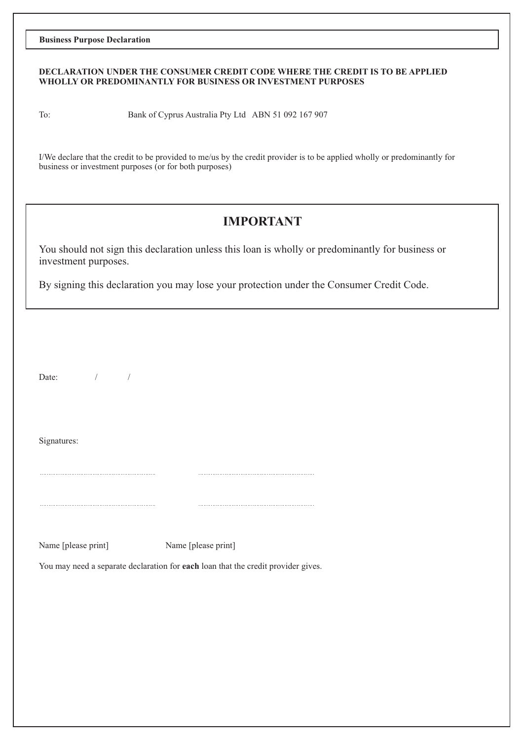**Business Purpose Declaration**

**DECLARATION UNDER THE CONSUMER CREDIT CODE WHERE THE CREDIT IS TO BE APPLIED WHOLLY OR PREDOMINANTLY FOR BUSINESS OR INVESTMENT PURPOSES**

To: Bank of Cyprus Australia Pty Ltd ABN 51 092 167 907

I/We declare that the credit to be provided to me/us by the credit provider is to be applied wholly or predominantly for business or investment purposes (or for both purposes)

## IMPORTANT

You should not sign this declaration unless this loan is wholly or predominantly for business or investment purposes.

By signing this declaration you may lose your protection under the Consumer Credit Code.

Date: / /

Signatures:

.................................................................. ..................................................................

.................................................................. ..................................................................

Name [please print] Name [please print]

You may need a separate declaration for **each** loan that the credit provider gives.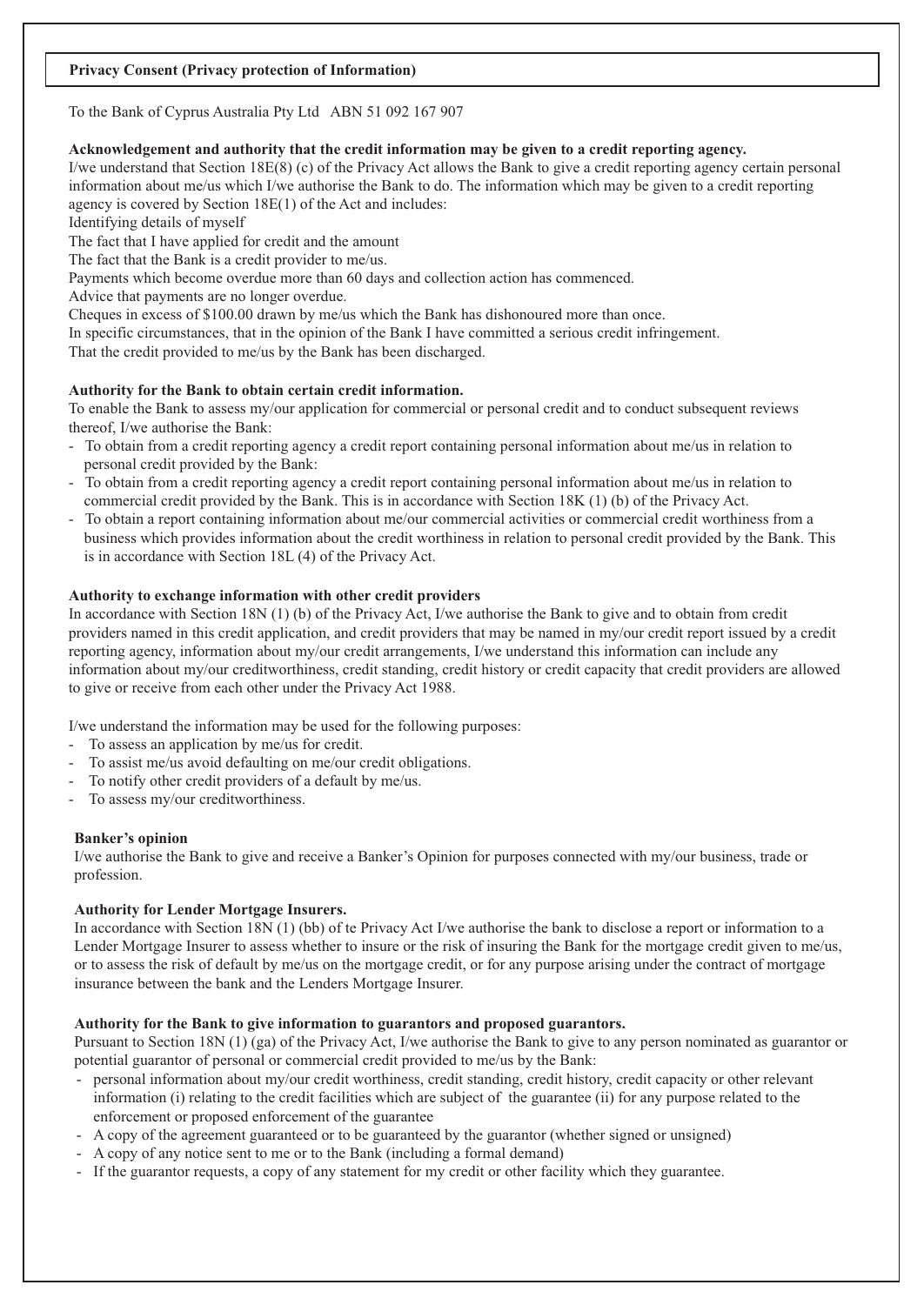## Privacy Consent (Privacy protection of Information)

To the Bank of Cyprus Australia Pty Ltd ABN 51 092 167 907

**Acknowledgement and authority that the credit information may be given to a credit reporting agency.**

I/we understand that Section 18E(8) (c) of the Privacy Act allows the Bank to give a credit reporting agency certain personal information about me/us which I/we authorise the Bank to do. The information which may be given to a credit reporting agency is covered by Section 18E(1) of the Act and includes:

Identifying details of myself

The fact that I have applied for credit and the amount

The fact that the Bank is a credit provider to me/us.

Payments which become overdue more than 60 days and collection action has commenced.

Advice that payments are no longer overdue.

Cheques in excess of $100.00 drawn by me/us which the Bank has dishonoured more than once.

In specific circumstances, that in the opinion of the Bank I have committed a serious credit infringement.

That the credit provided to me/us by the Bank has been discharged.

**Authority for the Bank to obtain certain credit information.**

To enable the Bank to assess my/our application for commercial or personal credit and to conduct subsequent reviews thereof, I/we authorise the Bank:

- To obtain from a credit reporting agency a credit report containing personal information about me/us in relation to personal credit provided by the Bank:
- To obtain from a credit reporting agency a credit report containing personal information about me/us in relation to commercial credit provided by the Bank. This is in accordance with Section 18K (1) (b) of the Privacy Act.
- To obtain a report containing information about me/our commercial activities or commercial credit worthiness from a business which provides information about the credit worthiness in relation to personal credit provided by the Bank. This is in accordance with Section 18L (4) of the Privacy Act.

**Authority to exchange information with other credit providers**

In accordance with Section 18N (1) (b) of the Privacy Act, I/we authorise the Bank to give and to obtain from credit providers named in this credit application, and credit providers that may be named in my/our credit report issued by a credit reporting agency, information about my/our credit arrangements, I/we understand this information can include any information about my/our creditworthiness, credit standing, credit history or credit capacity that credit providers are allowed to give or receive from each other under the Privacy Act 1988.

I/we understand the information may be used for the following purposes:

- To assess an application by me/us for credit.
- To assist me/us avoid defaulting on me/our credit obligations.
- To notify other credit providers of a default by me/us.
- To assess my/our creditworthiness.

**Banker's opinion**

I/we authorise the Bank to give and receive a Banker's Opinion for purposes connected with my/our business, trade or profession.

**Authority for Lender Mortgage Insurers.**

In accordance with Section 18N (1) (bb) of te Privacy Act I/we authorise the bank to disclose a report or information to a Lender Mortgage Insurer to assess whether to insure or the risk of insuring the Bank for the mortgage credit given to me/us, or to assess the risk of default by me/us on the mortgage credit, or for any purpose arising under the contract of mortgage insurance between the bank and the Lenders Mortgage Insurer.

**Authority for the Bank to give information to guarantors and proposed guarantors.**

Pursuant to Section 18N (1) (ga) of the Privacy Act, I/we authorise the Bank to give to any person nominated as guarantor or potential guarantor of personal or commercial credit provided to me/us by the Bank:

- personal information about my/our credit worthiness, credit standing, credit history, credit capacity or other relevant information (i) relating to the credit facilities which are subject of the guarantee (ii) for any purpose related to the enforcement or proposed enforcement of the guarantee
- A copy of the agreement guaranteed or to be guaranteed by the guarantor (whether signed or unsigned)
- A copy of any notice sent to me or to the Bank (including a formal demand)
- If the guarantor requests, a copy of any statement for my credit or other facility which they guarantee.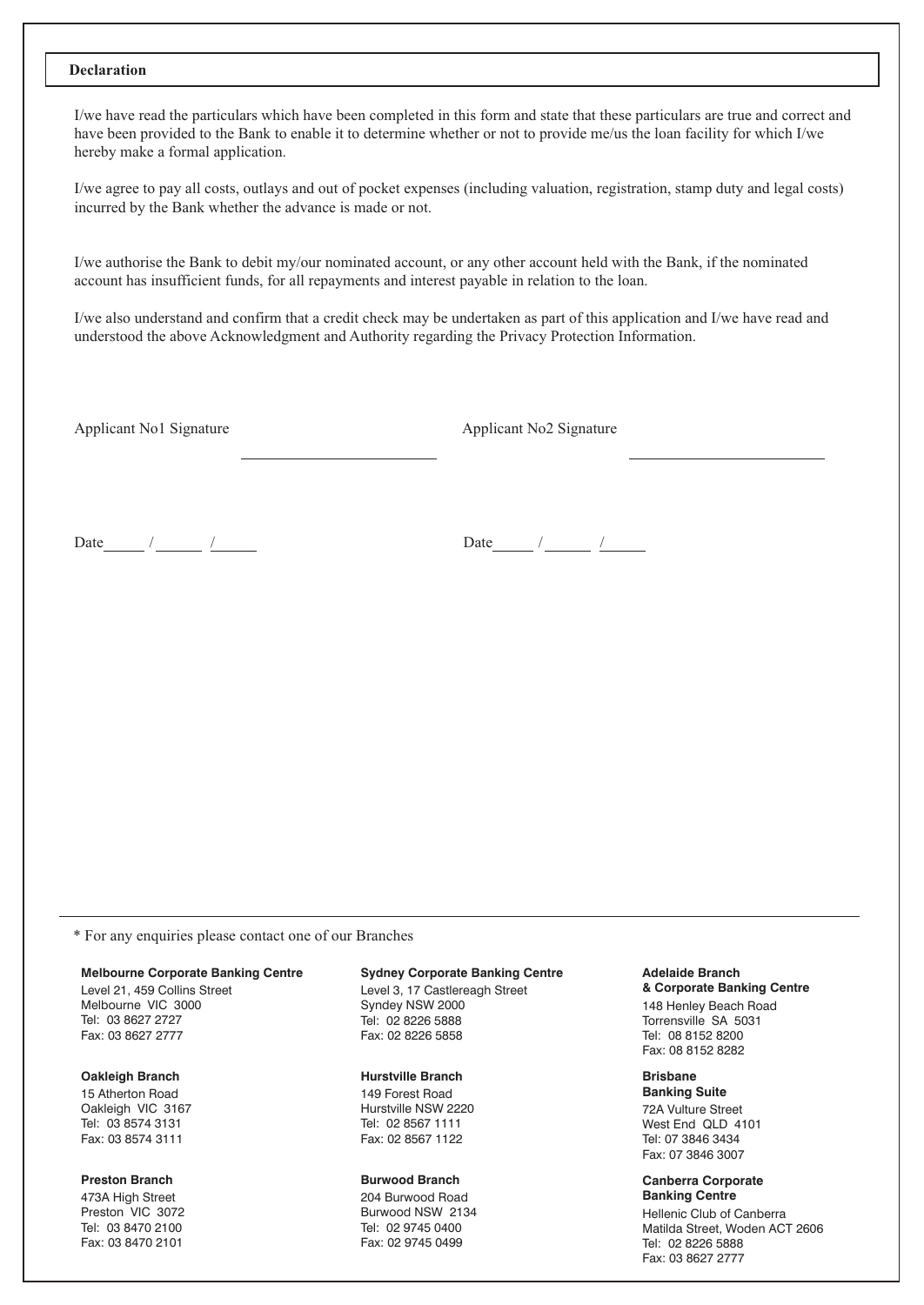## Declaration

I/we have read the particulars which have been completed in this form and state that these particulars are true and correct and have been provided to the Bank to enable it to determine whether or not to provide me/us the loan facility for which I/we hereby make a formal application.

I/we agree to pay all costs, outlays and out of pocket expenses (including valuation, registration, stamp duty and legal costs) incurred by the Bank whether the advance is made or not.

I/we authorise the Bank to debit my/our nominated account, or any other account held with the Bank, if the nominated account has insufficient funds, for all repayments and interest payable in relation to the loan.

I/we also understand and confirm that a credit check may be undertaken as part of this application and I/we have read and understood the above Acknowledgment and Authority regarding the Privacy Protection Information.

Applicant No1 Signature ______________________

Applicant No2 Signature ______________________

Date_____ /______ /_____

Date_____ /______ /_____

---

\* For any enquiries please contact one of our Branches

**Melbourne Corporate Banking Centre**
Level 21, 459 Collins Street
Melbourne VIC 3000
Tel: 03 8627 2727
Fax: 03 8627 2777

**Oakleigh Branch**
15 Atherton Road
Oakleigh VIC 3167
Tel: 03 8574 3131
Fax: 03 8574 3111

**Preston Branch**
473A High Street
Preston VIC 3072
Tel: 03 8470 2100
Fax: 03 8470 2101

**Sydney Corporate Banking Centre**
Level 3, 17 Castlereagh Street
Syndey NSW 2000
Tel: 02 8226 5888
Fax: 02 8226 5858

**Hurstville Branch**
149 Forest Road
Hurstville NSW 2220
Tel: 02 8567 1111
Fax: 02 8567 1122

**Burwood Branch**
204 Burwood Road
Burwood NSW 2134
Tel: 02 9745 0400
Fax: 02 9745 0499

**Adelaide Branch & Corporate Banking Centre**
148 Henley Beach Road
Torrensville SA 5031
Tel: 08 8152 8200
Fax: 08 8152 8282

**Brisbane Banking Suite**
72A Vulture Street
West End QLD 4101
Tel: 07 3846 3434
Fax: 07 3846 3007

**Canberra Corporate Banking Centre**
Hellenic Club of Canberra
Matilda Street, Woden ACT 2606
Tel: 02 8226 5888
Fax: 03 8627 2777